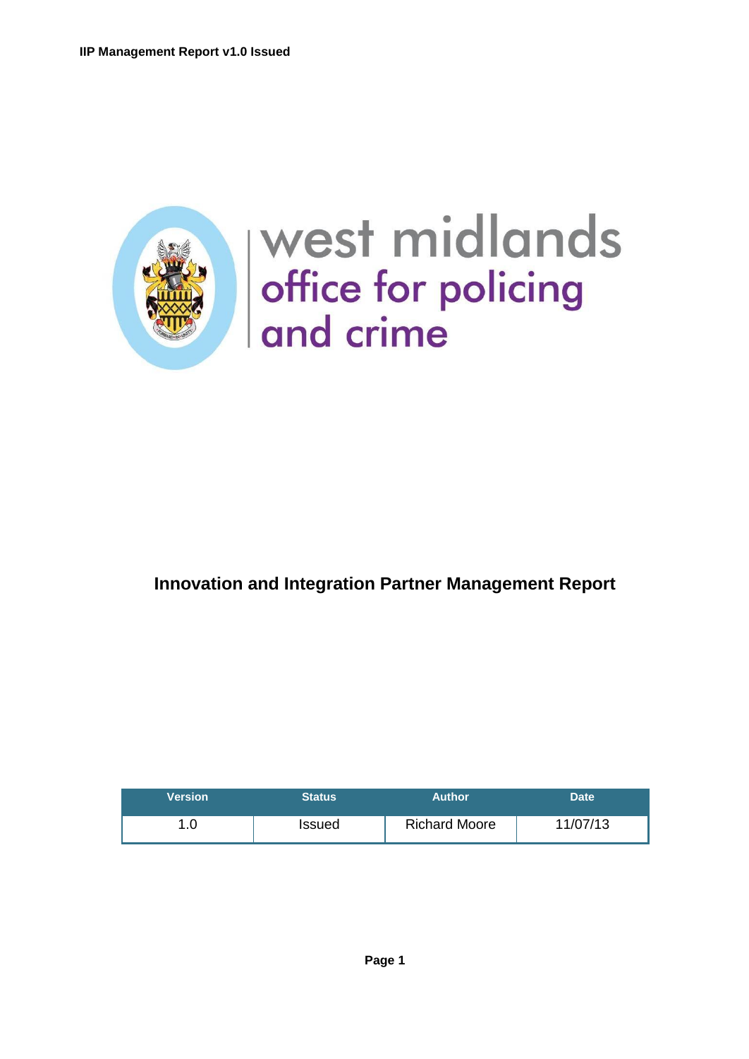west midlands
office for policing
and crime

# Innovation and Integration Partner Management Report

| Version | Status | Author | Date |
|---|---|---|---|
| 1.0 | Issued | Richard Moore | 11/07/13 |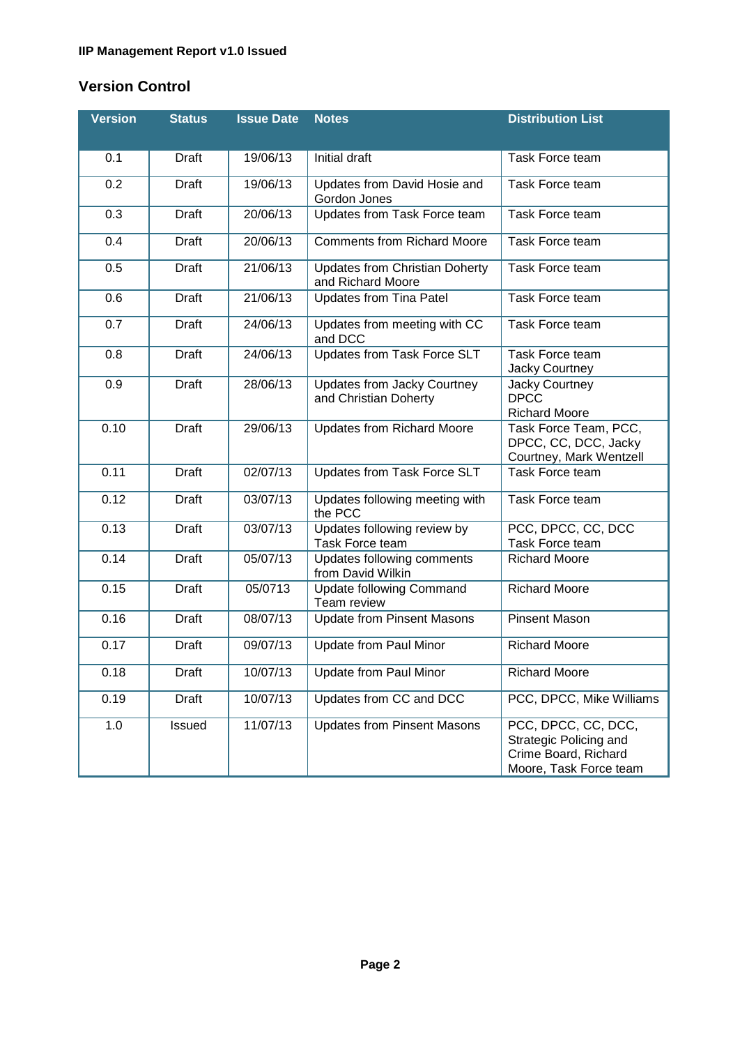## Version Control

| Version | Status | Issue Date | Notes | Distribution List |
|---|---|---|---|---|
| 0.1 | Draft | 19/06/13 | Initial draft | Task Force team |
| 0.2 | Draft | 19/06/13 | Updates from David Hosie and Gordon Jones | Task Force team |
| 0.3 | Draft | 20/06/13 | Updates from Task Force team | Task Force team |
| 0.4 | Draft | 20/06/13 | Comments from Richard Moore | Task Force team |
| 0.5 | Draft | 21/06/13 | Updates from Christian Doherty and Richard Moore | Task Force team |
| 0.6 | Draft | 21/06/13 | Updates from Tina Patel | Task Force team |
| 0.7 | Draft | 24/06/13 | Updates from meeting with CC and DCC | Task Force team |
| 0.8 | Draft | 24/06/13 | Updates from Task Force SLT | Task Force team<br>Jacky Courtney |
| 0.9 | Draft | 28/06/13 | Updates from Jacky Courtney and Christian Doherty | Jacky Courtney<br>DPCC<br>Richard Moore |
| 0.10 | Draft | 29/06/13 | Updates from Richard Moore | Task Force Team, PCC, DPCC, CC, DCC, Jacky Courtney, Mark Wentzell |
| 0.11 | Draft | 02/07/13 | Updates from Task Force SLT | Task Force team |
| 0.12 | Draft | 03/07/13 | Updates following meeting with the PCC | Task Force team |
| 0.13 | Draft | 03/07/13 | Updates following review by Task Force team | PCC, DPCC, CC, DCC<br>Task Force team |
| 0.14 | Draft | 05/07/13 | Updates following comments from David Wilkin | Richard Moore |
| 0.15 | Draft | 05/0713 | Update following Command Team review | Richard Moore |
| 0.16 | Draft | 08/07/13 | Update from Pinsent Masons | Pinsent Mason |
| 0.17 | Draft | 09/07/13 | Update from Paul Minor | Richard Moore |
| 0.18 | Draft | 10/07/13 | Update from Paul Minor | Richard Moore |
| 0.19 | Draft | 10/07/13 | Updates from CC and DCC | PCC, DPCC, Mike Williams |
| 1.0 | Issued | 11/07/13 | Updates from Pinsent Masons | PCC, DPCC, CC, DCC, Strategic Policing and Crime Board, Richard Moore, Task Force team |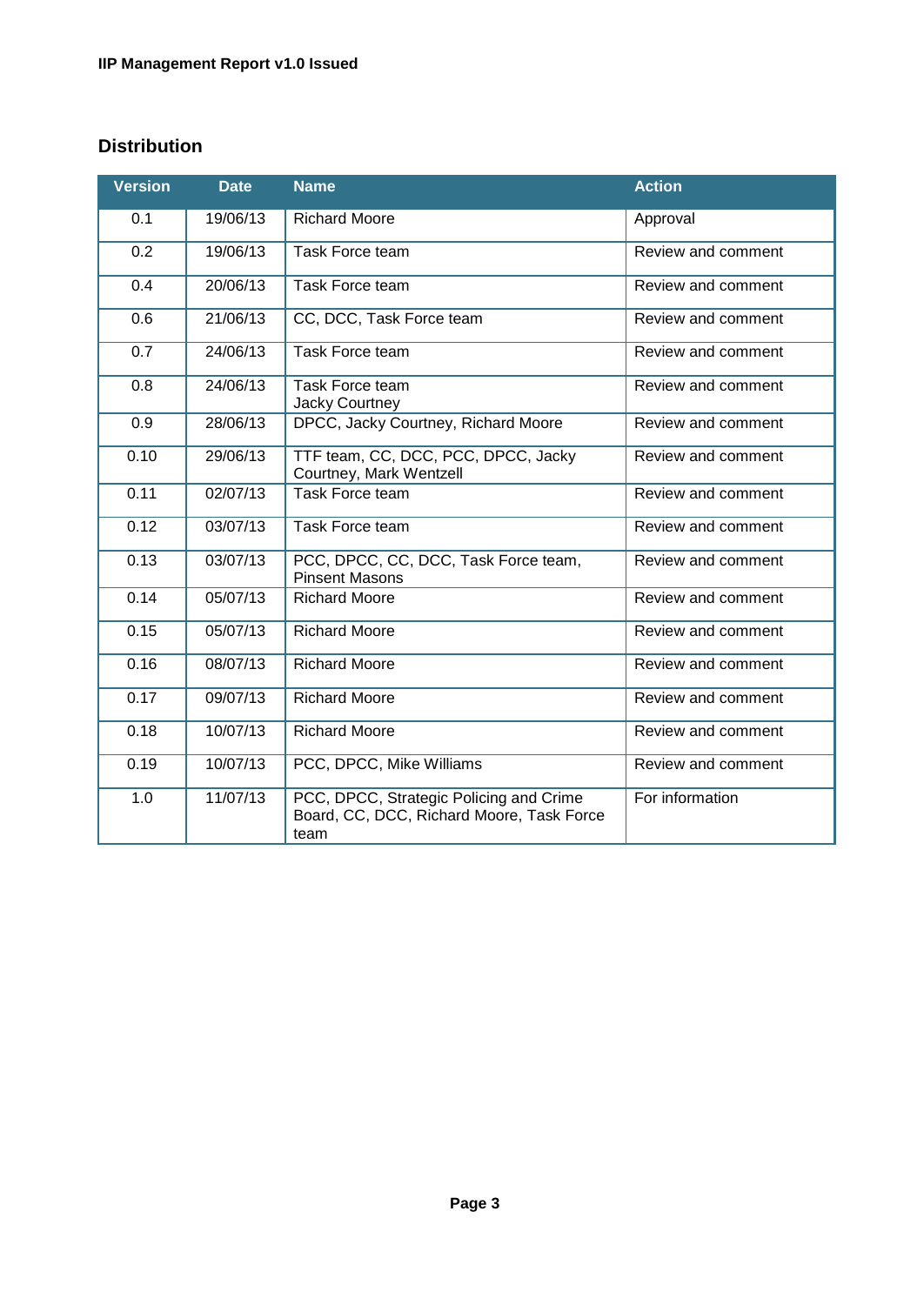## Distribution

| Version | Date | Name | Action |
|---|---|---|---|
| 0.1 | 19/06/13 | Richard Moore | Approval |
| 0.2 | 19/06/13 | Task Force team | Review and comment |
| 0.4 | 20/06/13 | Task Force team | Review and comment |
| 0.6 | 21/06/13 | CC, DCC, Task Force team | Review and comment |
| 0.7 | 24/06/13 | Task Force team | Review and comment |
| 0.8 | 24/06/13 | Task Force team<br>Jacky Courtney | Review and comment |
| 0.9 | 28/06/13 | DPCC, Jacky Courtney, Richard Moore | Review and comment |
| 0.10 | 29/06/13 | TTF team, CC, DCC, PCC, DPCC, Jacky Courtney, Mark Wentzell | Review and comment |
| 0.11 | 02/07/13 | Task Force team | Review and comment |
| 0.12 | 03/07/13 | Task Force team | Review and comment |
| 0.13 | 03/07/13 | PCC, DPCC, CC, DCC, Task Force team, Pinsent Masons | Review and comment |
| 0.14 | 05/07/13 | Richard Moore | Review and comment |
| 0.15 | 05/07/13 | Richard Moore | Review and comment |
| 0.16 | 08/07/13 | Richard Moore | Review and comment |
| 0.17 | 09/07/13 | Richard Moore | Review and comment |
| 0.18 | 10/07/13 | Richard Moore | Review and comment |
| 0.19 | 10/07/13 | PCC, DPCC, Mike Williams | Review and comment |
| 1.0 | 11/07/13 | PCC, DPCC, Strategic Policing and Crime Board, CC, DCC, Richard Moore, Task Force team | For information |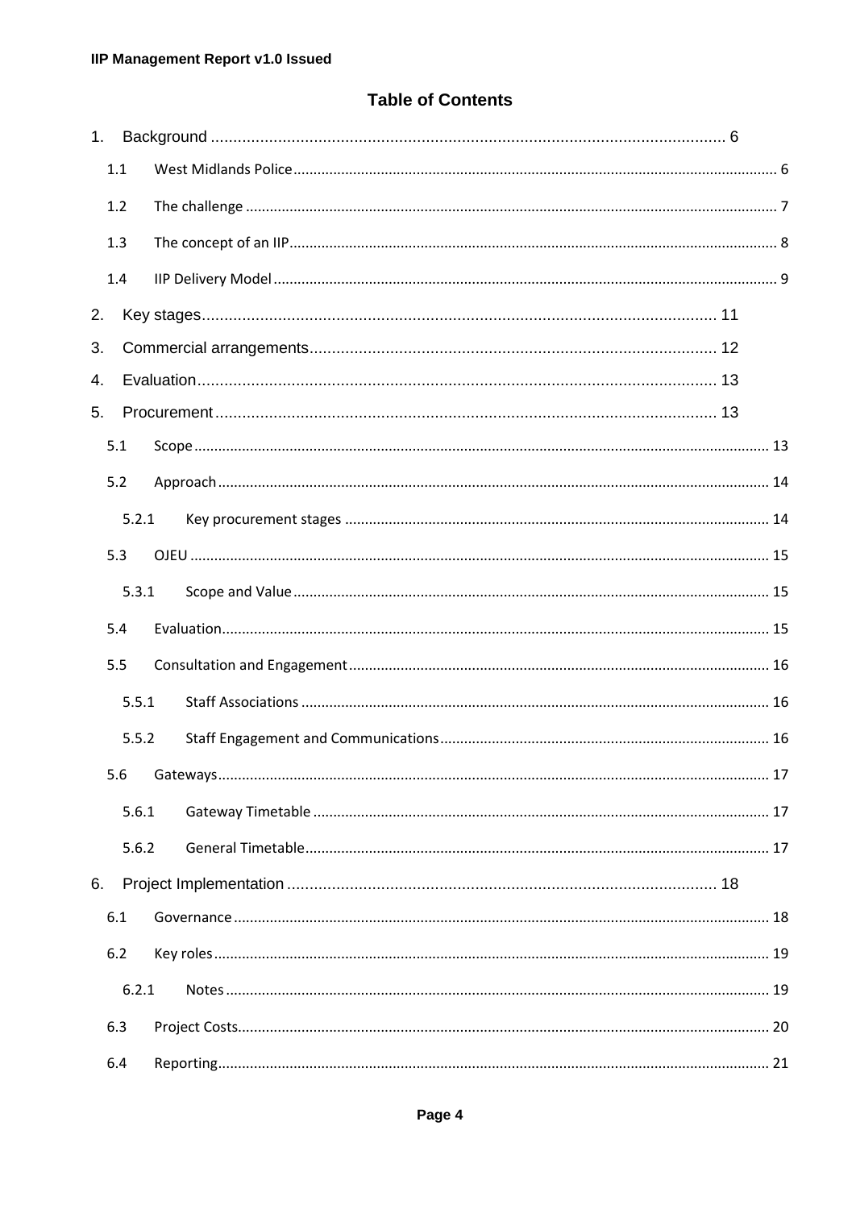# Table of Contents

1. Background ........................................................................................................ 6
   - 1.1 West Midlands Police ........................................................................................................ 6
   - 1.2 The challenge ........................................................................................................ 7
   - 1.3 The concept of an IIP ........................................................................................................ 8
   - 1.4 IIP Delivery Model ........................................................................................................ 9
2. Key stages ........................................................................................................ 11
3. Commercial arrangements ........................................................................................................ 12
4. Evaluation ........................................................................................................ 13
5. Procurement ........................................................................................................ 13
   - 5.1 Scope ........................................................................................................ 13
   - 5.2 Approach ........................................................................................................ 14
     - 5.2.1 Key procurement stages ........................................................................................................ 14
   - 5.3 OJEU ........................................................................................................ 15
     - 5.3.1 Scope and Value ........................................................................................................ 15
   - 5.4 Evaluation ........................................................................................................ 15
   - 5.5 Consultation and Engagement ........................................................................................................ 16
     - 5.5.1 Staff Associations ........................................................................................................ 16
     - 5.5.2 Staff Engagement and Communications ........................................................................................................ 16
   - 5.6 Gateways ........................................................................................................ 17
     - 5.6.1 Gateway Timetable ........................................................................................................ 17
     - 5.6.2 General Timetable ........................................................................................................ 17
6. Project Implementation ........................................................................................................ 18
   - 6.1 Governance ........................................................................................................ 18
   - 6.2 Key roles ........................................................................................................ 19
     - 6.2.1 Notes ........................................................................................................ 19
   - 6.3 Project Costs ........................................................................................................ 20
   - 6.4 Reporting ........................................................................................................ 21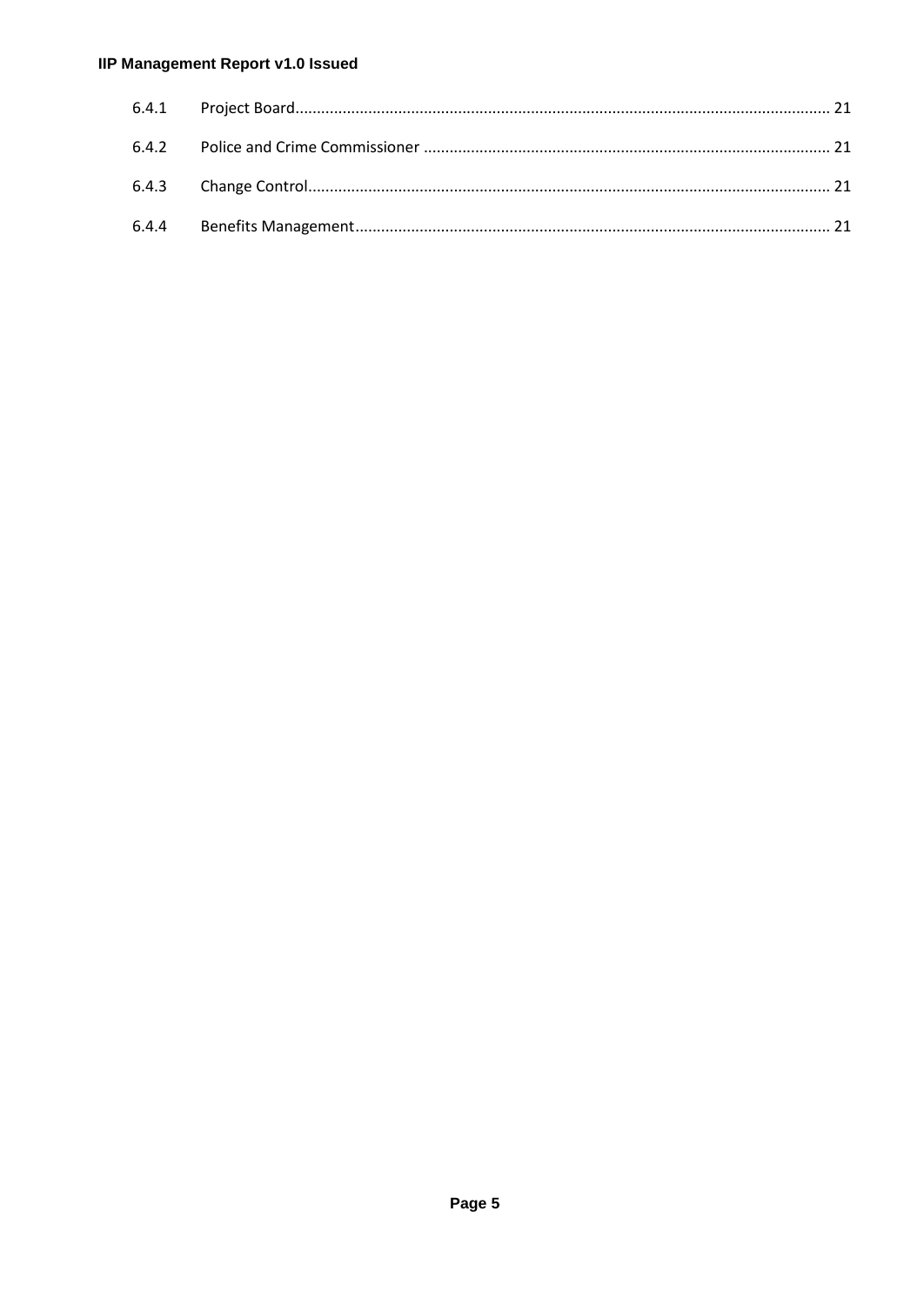6.4.1 Project Board........................................................................................................................... 21

6.4.2 Police and Crime Commissioner .............................................................................................. 21

6.4.3 Change Control......................................................................................................................... 21

6.4.4 Benefits Management.............................................................................................................. 21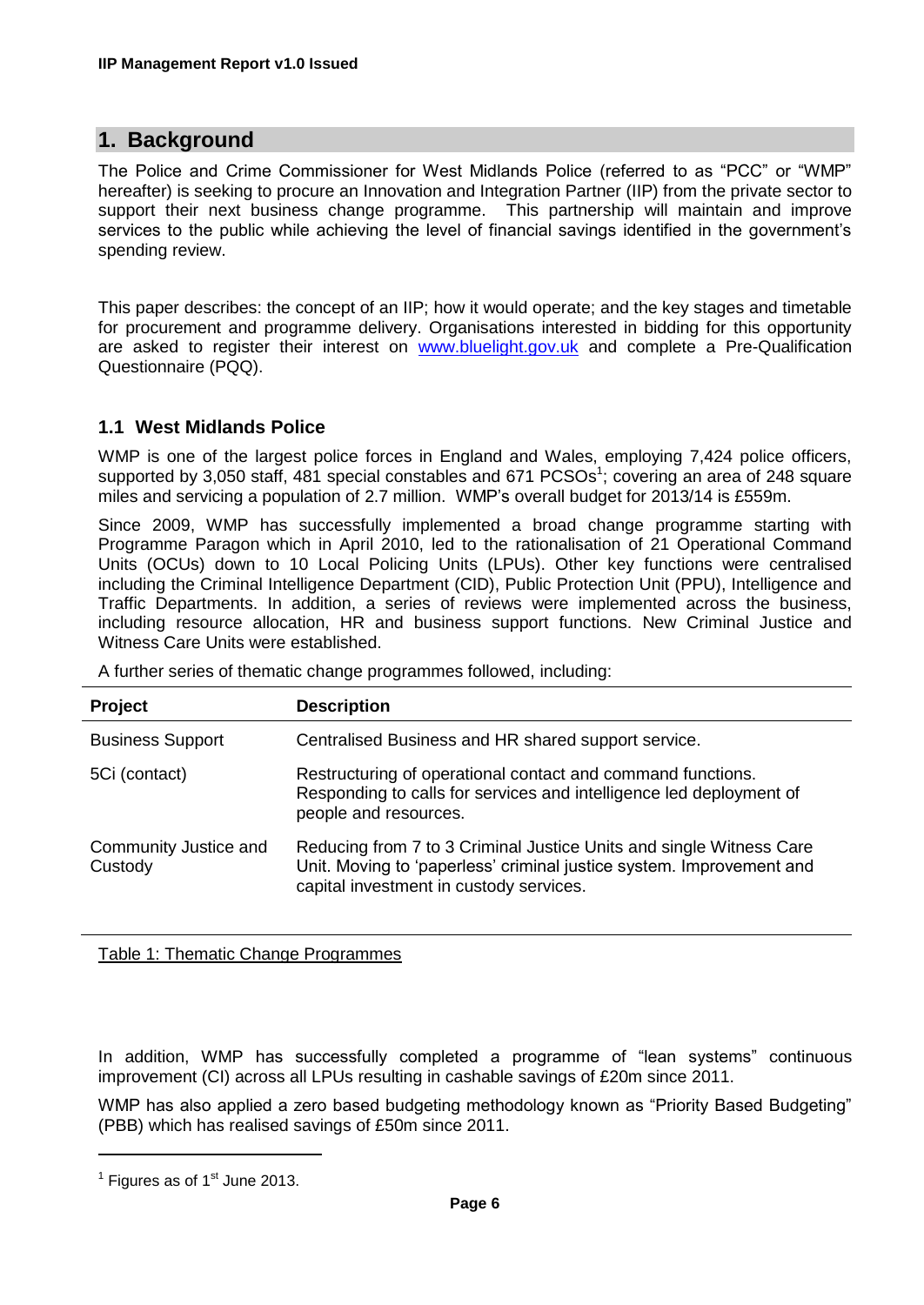# 1. Background

The Police and Crime Commissioner for West Midlands Police (referred to as "PCC" or "WMP" hereafter) is seeking to procure an Innovation and Integration Partner (IIP) from the private sector to support their next business change programme. This partnership will maintain and improve services to the public while achieving the level of financial savings identified in the government's spending review.

This paper describes: the concept of an IIP; how it would operate; and the key stages and timetable for procurement and programme delivery. Organisations interested in bidding for this opportunity are asked to register their interest on www.bluelight.gov.uk and complete a Pre-Qualification Questionnaire (PQQ).

## 1.1 West Midlands Police

WMP is one of the largest police forces in England and Wales, employing 7,424 police officers, supported by 3,050 staff, 481 special constables and 671 PCSOs[1]; covering an area of 248 square miles and servicing a population of 2.7 million. WMP's overall budget for 2013/14 is £559m.

Since 2009, WMP has successfully implemented a broad change programme starting with Programme Paragon which in April 2010, led to the rationalisation of 21 Operational Command Units (OCUs) down to 10 Local Policing Units (LPUs). Other key functions were centralised including the Criminal Intelligence Department (CID), Public Protection Unit (PPU), Intelligence and Traffic Departments. In addition, a series of reviews were implemented across the business, including resource allocation, HR and business support functions. New Criminal Justice and Witness Care Units were established.

A further series of thematic change programmes followed, including:

| Project | Description |
| --- | --- |
| Business Support | Centralised Business and HR shared support service. |
| 5Ci (contact) | Restructuring of operational contact and command functions. Responding to calls for services and intelligence led deployment of people and resources. |
| Community Justice and Custody | Reducing from 7 to 3 Criminal Justice Units and single Witness Care Unit. Moving to 'paperless' criminal justice system. Improvement and capital investment in custody services. |

Table 1: Thematic Change Programmes

In addition, WMP has successfully completed a programme of "lean systems" continuous improvement (CI) across all LPUs resulting in cashable savings of £20m since 2011.

WMP has also applied a zero based budgeting methodology known as "Priority Based Budgeting" (PBB) which has realised savings of £50m since 2011.

[1] Figures as of 1st June 2013.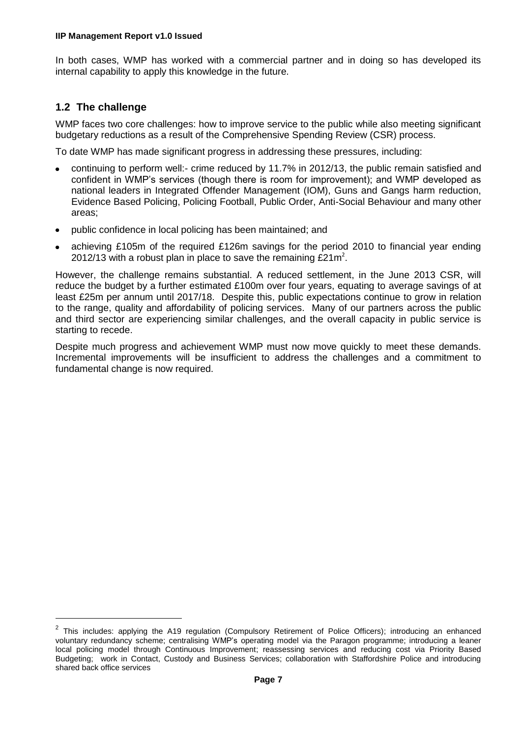In both cases, WMP has worked with a commercial partner and in doing so has developed its internal capability to apply this knowledge in the future.

## 1.2 The challenge

WMP faces two core challenges: how to improve service to the public while also meeting significant budgetary reductions as a result of the Comprehensive Spending Review (CSR) process.

To date WMP has made significant progress in addressing these pressures, including:

- continuing to perform well:- crime reduced by 11.7% in 2012/13, the public remain satisfied and confident in WMP's services (though there is room for improvement); and WMP developed as national leaders in Integrated Offender Management (IOM), Guns and Gangs harm reduction, Evidence Based Policing, Policing Football, Public Order, Anti-Social Behaviour and many other areas;
- public confidence in local policing has been maintained; and
- achieving £105m of the required £126m savings for the period 2010 to financial year ending 2012/13 with a robust plan in place to save the remaining £21m[2].

However, the challenge remains substantial. A reduced settlement, in the June 2013 CSR, will reduce the budget by a further estimated £100m over four years, equating to average savings of at least £25m per annum until 2017/18. Despite this, public expectations continue to grow in relation to the range, quality and affordability of policing services. Many of our partners across the public and third sector are experiencing similar challenges, and the overall capacity in public service is starting to recede.

Despite much progress and achievement WMP must now move quickly to meet these demands. Incremental improvements will be insufficient to address the challenges and a commitment to fundamental change is now required.

[2] This includes: applying the A19 regulation (Compulsory Retirement of Police Officers); introducing an enhanced voluntary redundancy scheme; centralising WMP's operating model via the Paragon programme; introducing a leaner local policing model through Continuous Improvement; reassessing services and reducing cost via Priority Based Budgeting; work in Contact, Custody and Business Services; collaboration with Staffordshire Police and introducing shared back office services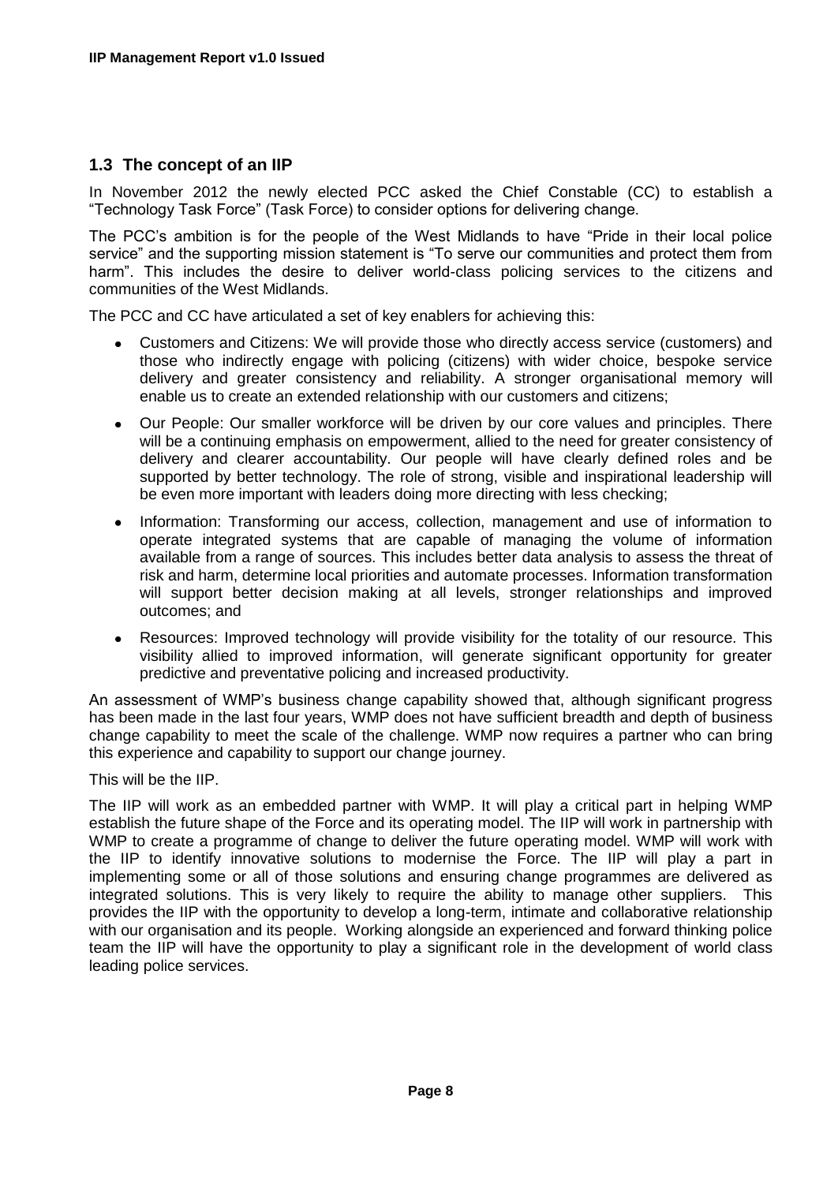## 1.3 The concept of an IIP

In November 2012 the newly elected PCC asked the Chief Constable (CC) to establish a "Technology Task Force" (Task Force) to consider options for delivering change.

The PCC's ambition is for the people of the West Midlands to have "Pride in their local police service" and the supporting mission statement is "To serve our communities and protect them from harm". This includes the desire to deliver world-class policing services to the citizens and communities of the West Midlands.

The PCC and CC have articulated a set of key enablers for achieving this:

- Customers and Citizens: We will provide those who directly access service (customers) and those who indirectly engage with policing (citizens) with wider choice, bespoke service delivery and greater consistency and reliability. A stronger organisational memory will enable us to create an extended relationship with our customers and citizens;
- Our People: Our smaller workforce will be driven by our core values and principles. There will be a continuing emphasis on empowerment, allied to the need for greater consistency of delivery and clearer accountability. Our people will have clearly defined roles and be supported by better technology. The role of strong, visible and inspirational leadership will be even more important with leaders doing more directing with less checking;
- Information: Transforming our access, collection, management and use of information to operate integrated systems that are capable of managing the volume of information available from a range of sources. This includes better data analysis to assess the threat of risk and harm, determine local priorities and automate processes. Information transformation will support better decision making at all levels, stronger relationships and improved outcomes; and
- Resources: Improved technology will provide visibility for the totality of our resource. This visibility allied to improved information, will generate significant opportunity for greater predictive and preventative policing and increased productivity.

An assessment of WMP's business change capability showed that, although significant progress has been made in the last four years, WMP does not have sufficient breadth and depth of business change capability to meet the scale of the challenge. WMP now requires a partner who can bring this experience and capability to support our change journey.

This will be the IIP.

The IIP will work as an embedded partner with WMP. It will play a critical part in helping WMP establish the future shape of the Force and its operating model. The IIP will work in partnership with WMP to create a programme of change to deliver the future operating model. WMP will work with the IIP to identify innovative solutions to modernise the Force. The IIP will play a part in implementing some or all of those solutions and ensuring change programmes are delivered as integrated solutions. This is very likely to require the ability to manage other suppliers. This provides the IIP with the opportunity to develop a long-term, intimate and collaborative relationship with our organisation and its people. Working alongside an experienced and forward thinking police team the IIP will have the opportunity to play a significant role in the development of world class leading police services.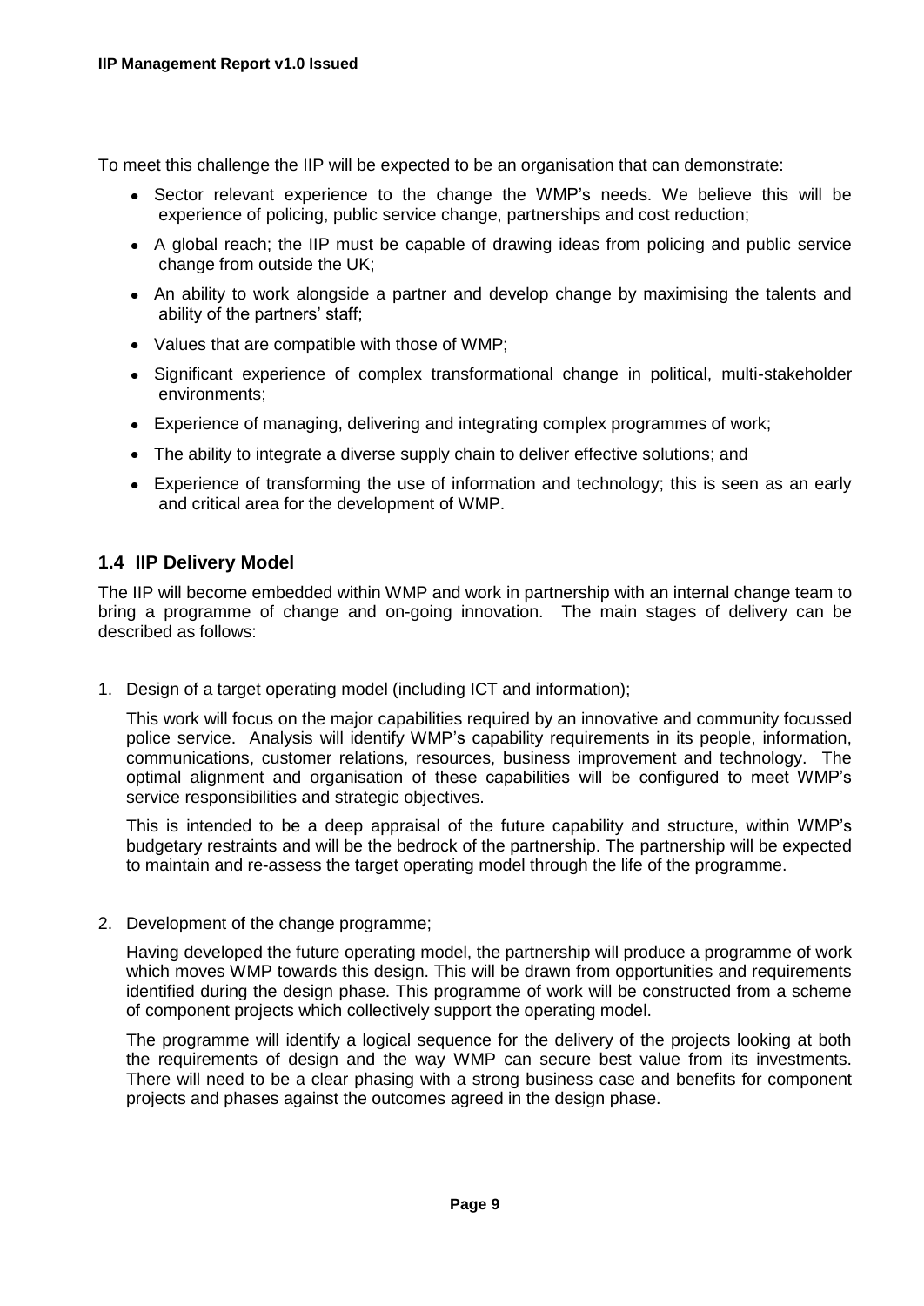To meet this challenge the IIP will be expected to be an organisation that can demonstrate:

- Sector relevant experience to the change the WMP's needs. We believe this will be experience of policing, public service change, partnerships and cost reduction;
- A global reach; the IIP must be capable of drawing ideas from policing and public service change from outside the UK;
- An ability to work alongside a partner and develop change by maximising the talents and ability of the partners' staff;
- Values that are compatible with those of WMP;
- Significant experience of complex transformational change in political, multi-stakeholder environments;
- Experience of managing, delivering and integrating complex programmes of work;
- The ability to integrate a diverse supply chain to deliver effective solutions; and
- Experience of transforming the use of information and technology; this is seen as an early and critical area for the development of WMP.

## 1.4 IIP Delivery Model

The IIP will become embedded within WMP and work in partnership with an internal change team to bring a programme of change and on-going innovation. The main stages of delivery can be described as follows:

1. Design of a target operating model (including ICT and information);

   This work will focus on the major capabilities required by an innovative and community focussed police service. Analysis will identify WMP's capability requirements in its people, information, communications, customer relations, resources, business improvement and technology. The optimal alignment and organisation of these capabilities will be configured to meet WMP's service responsibilities and strategic objectives.

   This is intended to be a deep appraisal of the future capability and structure, within WMP's budgetary restraints and will be the bedrock of the partnership. The partnership will be expected to maintain and re-assess the target operating model through the life of the programme.

2. Development of the change programme;

   Having developed the future operating model, the partnership will produce a programme of work which moves WMP towards this design. This will be drawn from opportunities and requirements identified during the design phase. This programme of work will be constructed from a scheme of component projects which collectively support the operating model.

   The programme will identify a logical sequence for the delivery of the projects looking at both the requirements of design and the way WMP can secure best value from its investments. There will need to be a clear phasing with a strong business case and benefits for component projects and phases against the outcomes agreed in the design phase.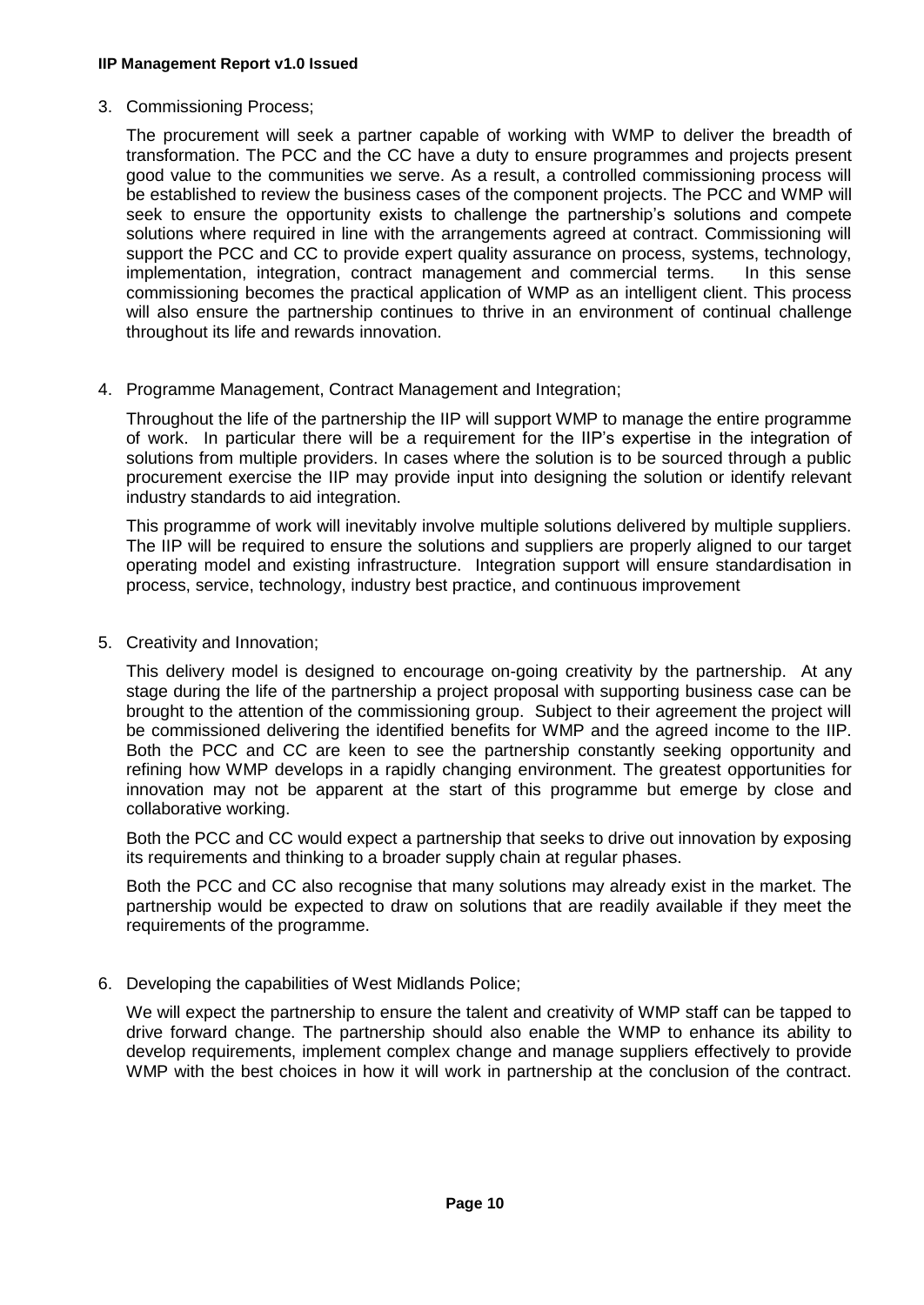3. Commissioning Process;

   The procurement will seek a partner capable of working with WMP to deliver the breadth of transformation. The PCC and the CC have a duty to ensure programmes and projects present good value to the communities we serve. As a result, a controlled commissioning process will be established to review the business cases of the component projects. The PCC and WMP will seek to ensure the opportunity exists to challenge the partnership's solutions and compete solutions where required in line with the arrangements agreed at contract. Commissioning will support the PCC and CC to provide expert quality assurance on process, systems, technology, implementation, integration, contract management and commercial terms. In this sense commissioning becomes the practical application of WMP as an intelligent client. This process will also ensure the partnership continues to thrive in an environment of continual challenge throughout its life and rewards innovation.

4. Programme Management, Contract Management and Integration;

   Throughout the life of the partnership the IIP will support WMP to manage the entire programme of work. In particular there will be a requirement for the IIP's expertise in the integration of solutions from multiple providers. In cases where the solution is to be sourced through a public procurement exercise the IIP may provide input into designing the solution or identify relevant industry standards to aid integration.

   This programme of work will inevitably involve multiple solutions delivered by multiple suppliers. The IIP will be required to ensure the solutions and suppliers are properly aligned to our target operating model and existing infrastructure. Integration support will ensure standardisation in process, service, technology, industry best practice, and continuous improvement

5. Creativity and Innovation;

   This delivery model is designed to encourage on-going creativity by the partnership. At any stage during the life of the partnership a project proposal with supporting business case can be brought to the attention of the commissioning group. Subject to their agreement the project will be commissioned delivering the identified benefits for WMP and the agreed income to the IIP. Both the PCC and CC are keen to see the partnership constantly seeking opportunity and refining how WMP develops in a rapidly changing environment. The greatest opportunities for innovation may not be apparent at the start of this programme but emerge by close and collaborative working.

   Both the PCC and CC would expect a partnership that seeks to drive out innovation by exposing its requirements and thinking to a broader supply chain at regular phases.

   Both the PCC and CC also recognise that many solutions may already exist in the market. The partnership would be expected to draw on solutions that are readily available if they meet the requirements of the programme.

6. Developing the capabilities of West Midlands Police;

   We will expect the partnership to ensure the talent and creativity of WMP staff can be tapped to drive forward change. The partnership should also enable the WMP to enhance its ability to develop requirements, implement complex change and manage suppliers effectively to provide WMP with the best choices in how it will work in partnership at the conclusion of the contract.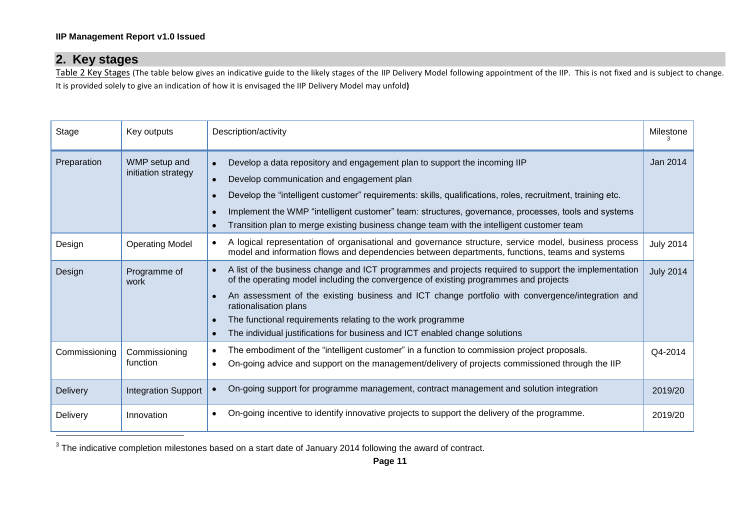## 2. Key stages

Table 2 Key Stages (The table below gives an indicative guide to the likely stages of the IIP Delivery Model following appointment of the IIP. This is not fixed and is subject to change. It is provided solely to give an indication of how it is envisaged the IIP Delivery Model may unfold**)**

| Stage | Key outputs | Description/activity | Milestone [3] |
|---|---|---|---|
| Preparation | WMP setup and initiation strategy | • Develop a data repository and engagement plan to support the incoming IIP<br>• Develop communication and engagement plan<br>• Develop the "intelligent customer" requirements: skills, qualifications, roles, recruitment, training etc.<br>• Implement the WMP "intelligent customer" team: structures, governance, processes, tools and systems<br>• Transition plan to merge existing business change team with the intelligent customer team | Jan 2014 |
| Design | Operating Model | • A logical representation of organisational and governance structure, service model, business process model and information flows and dependencies between departments, functions, teams and systems | July 2014 |
| Design | Programme of work | • A list of the business change and ICT programmes and projects required to support the implementation of the operating model including the convergence of existing programmes and projects<br>• An assessment of the existing business and ICT change portfolio with convergence/integration and rationalisation plans<br>• The functional requirements relating to the work programme<br>• The individual justifications for business and ICT enabled change solutions | July 2014 |
| Commissioning | Commissioning function | • The embodiment of the "intelligent customer" in a function to commission project proposals.<br>• On-going advice and support on the management/delivery of projects commissioned through the IIP | Q4-2014 |
| Delivery | Integration Support | • On-going support for programme management, contract management and solution integration | 2019/20 |
| Delivery | Innovation | • On-going incentive to identify innovative projects to support the delivery of the programme. | 2019/20 |

[3] The indicative completion milestones based on a start date of January 2014 following the award of contract.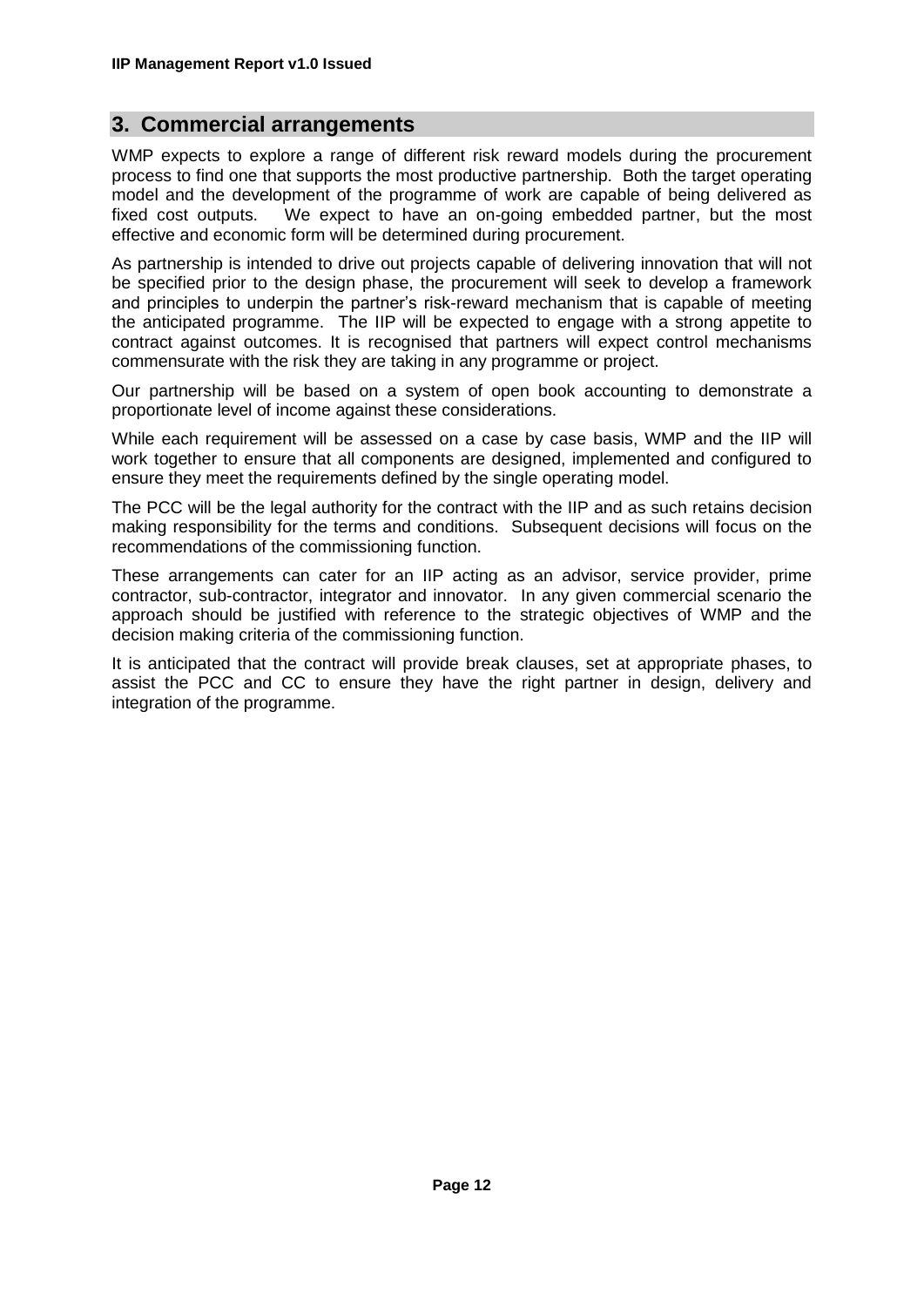## 3. Commercial arrangements

WMP expects to explore a range of different risk reward models during the procurement process to find one that supports the most productive partnership. Both the target operating model and the development of the programme of work are capable of being delivered as fixed cost outputs. We expect to have an on-going embedded partner, but the most effective and economic form will be determined during procurement.

As partnership is intended to drive out projects capable of delivering innovation that will not be specified prior to the design phase, the procurement will seek to develop a framework and principles to underpin the partner's risk-reward mechanism that is capable of meeting the anticipated programme. The IIP will be expected to engage with a strong appetite to contract against outcomes. It is recognised that partners will expect control mechanisms commensurate with the risk they are taking in any programme or project.

Our partnership will be based on a system of open book accounting to demonstrate a proportionate level of income against these considerations.

While each requirement will be assessed on a case by case basis, WMP and the IIP will work together to ensure that all components are designed, implemented and configured to ensure they meet the requirements defined by the single operating model.

The PCC will be the legal authority for the contract with the IIP and as such retains decision making responsibility for the terms and conditions. Subsequent decisions will focus on the recommendations of the commissioning function.

These arrangements can cater for an IIP acting as an advisor, service provider, prime contractor, sub-contractor, integrator and innovator. In any given commercial scenario the approach should be justified with reference to the strategic objectives of WMP and the decision making criteria of the commissioning function.

It is anticipated that the contract will provide break clauses, set at appropriate phases, to assist the PCC and CC to ensure they have the right partner in design, delivery and integration of the programme.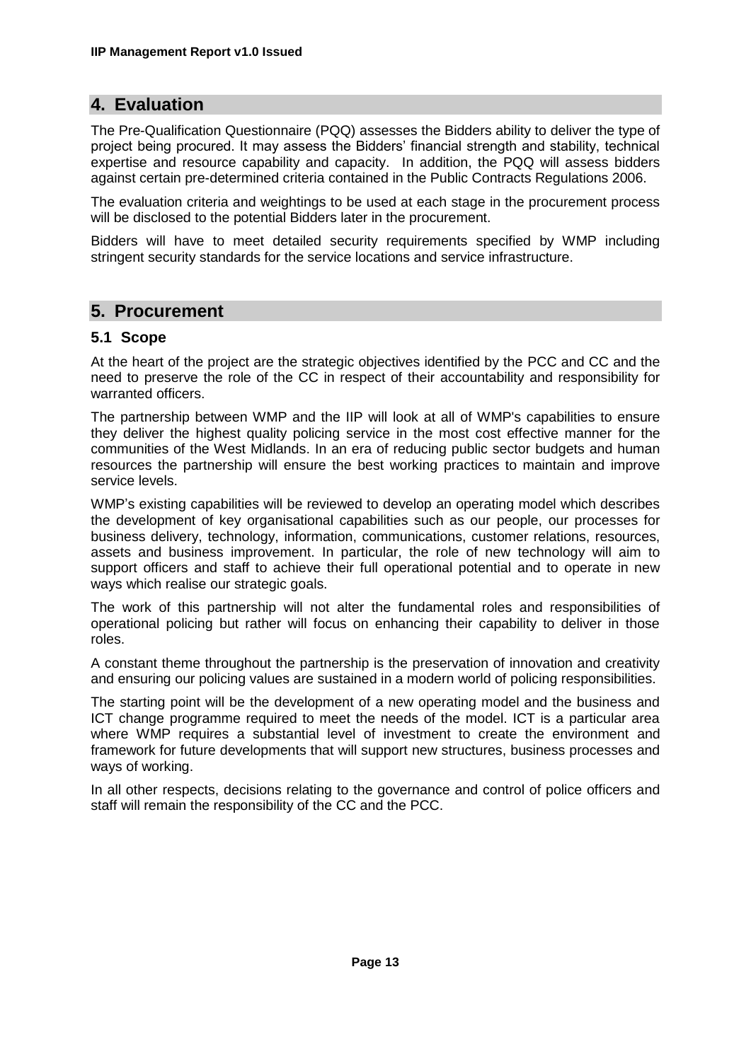## 4. Evaluation

The Pre-Qualification Questionnaire (PQQ) assesses the Bidders ability to deliver the type of project being procured. It may assess the Bidders' financial strength and stability, technical expertise and resource capability and capacity. In addition, the PQQ will assess bidders against certain pre-determined criteria contained in the Public Contracts Regulations 2006.

The evaluation criteria and weightings to be used at each stage in the procurement process will be disclosed to the potential Bidders later in the procurement.

Bidders will have to meet detailed security requirements specified by WMP including stringent security standards for the service locations and service infrastructure.

## 5. Procurement

### 5.1 Scope

At the heart of the project are the strategic objectives identified by the PCC and CC and the need to preserve the role of the CC in respect of their accountability and responsibility for warranted officers.

The partnership between WMP and the IIP will look at all of WMP's capabilities to ensure they deliver the highest quality policing service in the most cost effective manner for the communities of the West Midlands. In an era of reducing public sector budgets and human resources the partnership will ensure the best working practices to maintain and improve service levels.

WMP's existing capabilities will be reviewed to develop an operating model which describes the development of key organisational capabilities such as our people, our processes for business delivery, technology, information, communications, customer relations, resources, assets and business improvement. In particular, the role of new technology will aim to support officers and staff to achieve their full operational potential and to operate in new ways which realise our strategic goals.

The work of this partnership will not alter the fundamental roles and responsibilities of operational policing but rather will focus on enhancing their capability to deliver in those roles.

A constant theme throughout the partnership is the preservation of innovation and creativity and ensuring our policing values are sustained in a modern world of policing responsibilities.

The starting point will be the development of a new operating model and the business and ICT change programme required to meet the needs of the model. ICT is a particular area where WMP requires a substantial level of investment to create the environment and framework for future developments that will support new structures, business processes and ways of working.

In all other respects, decisions relating to the governance and control of police officers and staff will remain the responsibility of the CC and the PCC.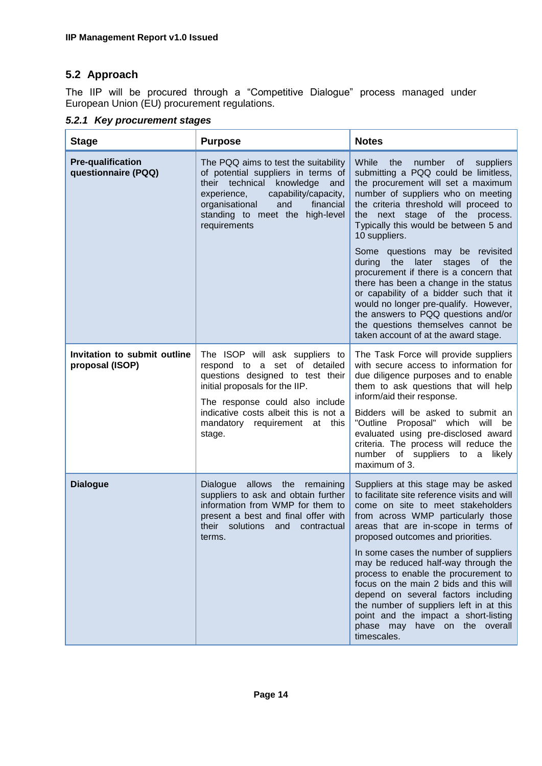## 5.2 Approach

The IIP will be procured through a "Competitive Dialogue" process managed under European Union (EU) procurement regulations.

### *5.2.1 Key procurement stages*

| Stage | Purpose | Notes |
|---|---|---|
| **Pre-qualification questionnaire (PQQ)** | The PQQ aims to test the suitability of potential suppliers in terms of their technical knowledge and experience, capability/capacity, organisational and financial standing to meet the high-level requirements | While the number of suppliers submitting a PQQ could be limitless, the procurement will set a maximum number of suppliers who on meeting the criteria threshold will proceed to the next stage of the process. Typically this would be between 5 and 10 suppliers.<br><br>Some questions may be revisited during the later stages of the procurement if there is a concern that there has been a change in the status or capability of a bidder such that it would no longer pre-qualify. However, the answers to PQQ questions and/or the questions themselves cannot be taken account of at the award stage. |
| **Invitation to submit outline proposal (ISOP)** | The ISOP will ask suppliers to respond to a set of detailed questions designed to test their initial proposals for the IIP.<br><br>The response could also include indicative costs albeit this is not a mandatory requirement at this stage. | The Task Force will provide suppliers with secure access to information for due diligence purposes and to enable them to ask questions that will help inform/aid their response.<br><br>Bidders will be asked to submit an "Outline Proposal" which will be evaluated using pre-disclosed award criteria. The process will reduce the number of suppliers to a likely maximum of 3. |
| **Dialogue** | Dialogue allows the remaining suppliers to ask and obtain further information from WMP for them to present a best and final offer with their solutions and contractual terms. | Suppliers at this stage may be asked to facilitate site reference visits and will come on site to meet stakeholders from across WMP particularly those areas that are in-scope in terms of proposed outcomes and priorities.<br><br>In some cases the number of suppliers may be reduced half-way through the process to enable the procurement to focus on the main 2 bids and this will depend on several factors including the number of suppliers left in at this point and the impact a short-listing phase may have on the overall timescales. |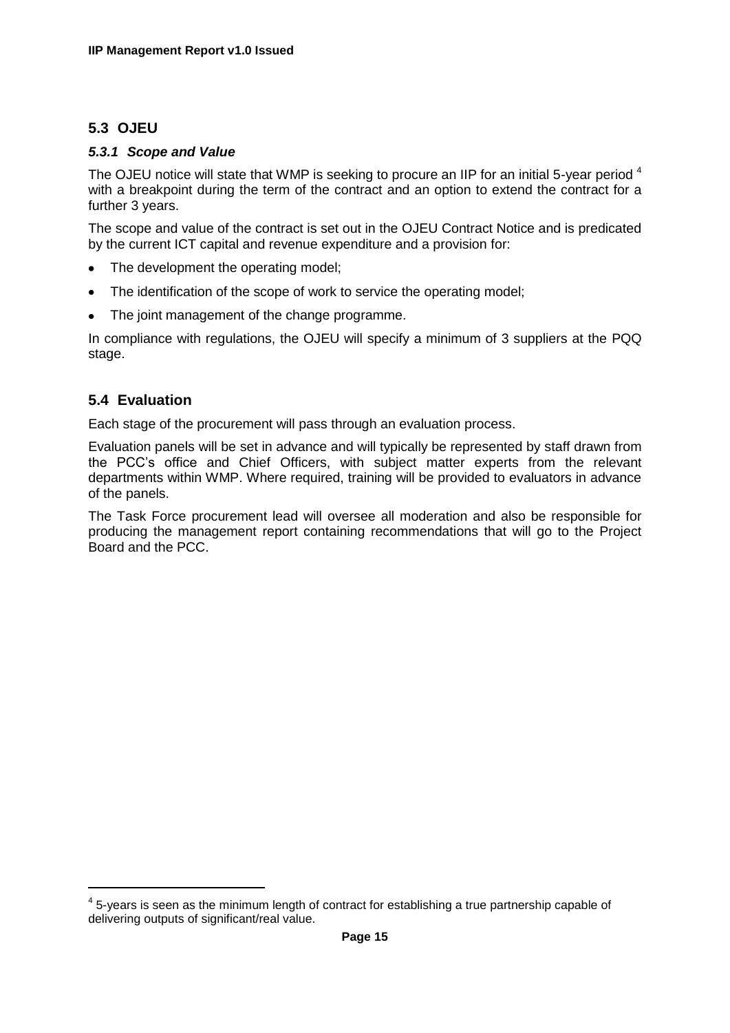## 5.3 OJEU

### *5.3.1 Scope and Value*

The OJEU notice will state that WMP is seeking to procure an IIP for an initial 5-year period [4] with a breakpoint during the term of the contract and an option to extend the contract for a further 3 years.

The scope and value of the contract is set out in the OJEU Contract Notice and is predicated by the current ICT capital and revenue expenditure and a provision for:

- The development the operating model;
- The identification of the scope of work to service the operating model;
- The joint management of the change programme.

In compliance with regulations, the OJEU will specify a minimum of 3 suppliers at the PQQ stage.

## 5.4 Evaluation

Each stage of the procurement will pass through an evaluation process.

Evaluation panels will be set in advance and will typically be represented by staff drawn from the PCC's office and Chief Officers, with subject matter experts from the relevant departments within WMP. Where required, training will be provided to evaluators in advance of the panels.

The Task Force procurement lead will oversee all moderation and also be responsible for producing the management report containing recommendations that will go to the Project Board and the PCC.

---

[4] 5-years is seen as the minimum length of contract for establishing a true partnership capable of delivering outputs of significant/real value.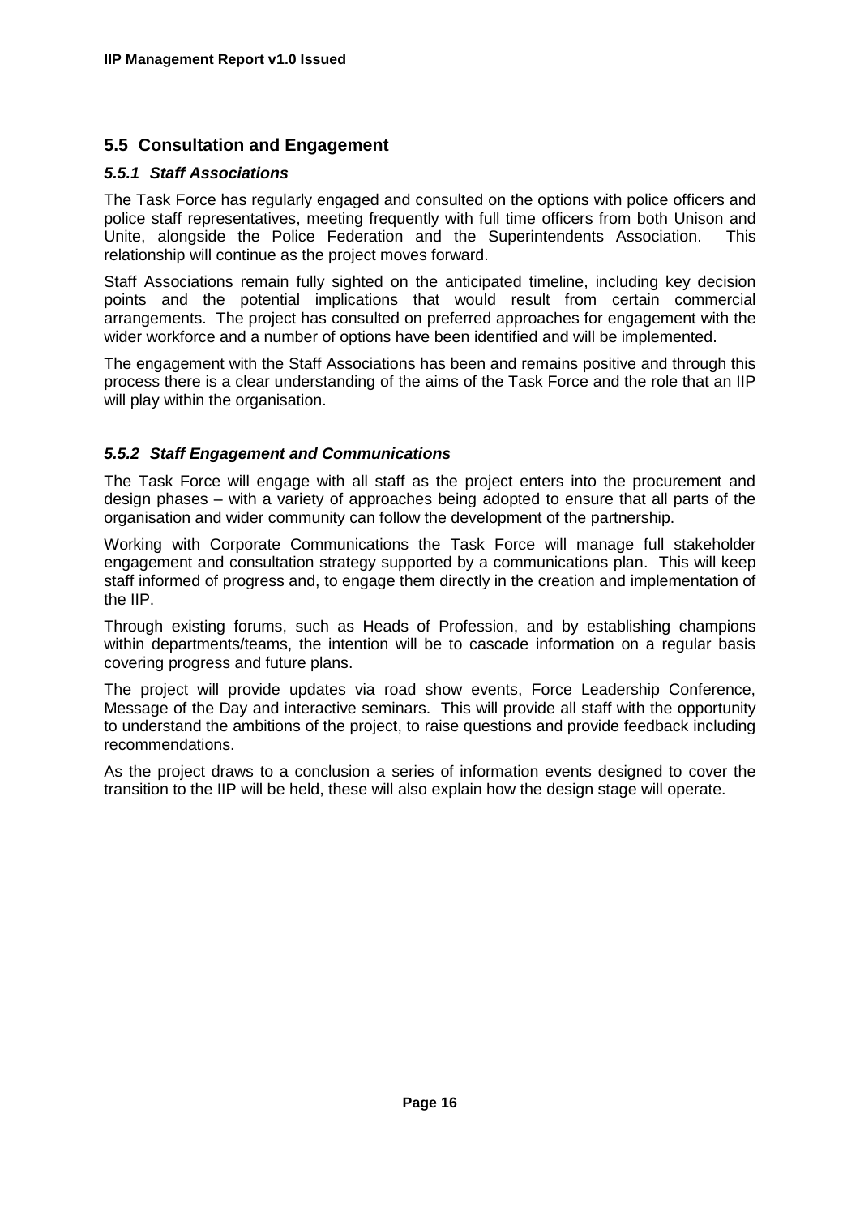## 5.5 Consultation and Engagement

### *5.5.1 Staff Associations*

The Task Force has regularly engaged and consulted on the options with police officers and police staff representatives, meeting frequently with full time officers from both Unison and Unite, alongside the Police Federation and the Superintendents Association. This relationship will continue as the project moves forward.

Staff Associations remain fully sighted on the anticipated timeline, including key decision points and the potential implications that would result from certain commercial arrangements. The project has consulted on preferred approaches for engagement with the wider workforce and a number of options have been identified and will be implemented.

The engagement with the Staff Associations has been and remains positive and through this process there is a clear understanding of the aims of the Task Force and the role that an IIP will play within the organisation.

### *5.5.2 Staff Engagement and Communications*

The Task Force will engage with all staff as the project enters into the procurement and design phases – with a variety of approaches being adopted to ensure that all parts of the organisation and wider community can follow the development of the partnership.

Working with Corporate Communications the Task Force will manage full stakeholder engagement and consultation strategy supported by a communications plan. This will keep staff informed of progress and, to engage them directly in the creation and implementation of the IIP.

Through existing forums, such as Heads of Profession, and by establishing champions within departments/teams, the intention will be to cascade information on a regular basis covering progress and future plans.

The project will provide updates via road show events, Force Leadership Conference, Message of the Day and interactive seminars. This will provide all staff with the opportunity to understand the ambitions of the project, to raise questions and provide feedback including recommendations.

As the project draws to a conclusion a series of information events designed to cover the transition to the IIP will be held, these will also explain how the design stage will operate.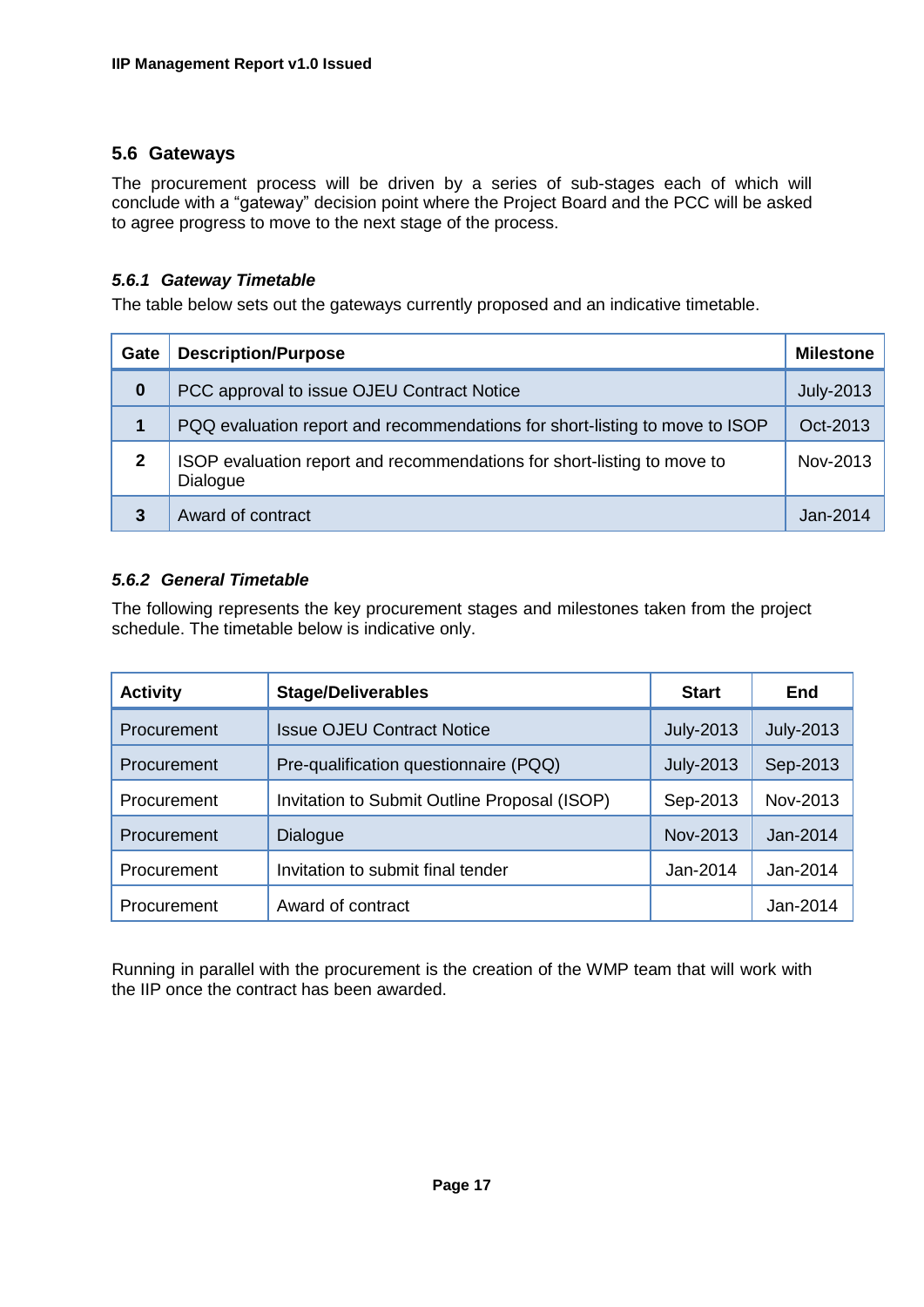## 5.6 Gateways

The procurement process will be driven by a series of sub-stages each of which will conclude with a "gateway" decision point where the Project Board and the PCC will be asked to agree progress to move to the next stage of the process.

### *5.6.1 Gateway Timetable*

The table below sets out the gateways currently proposed and an indicative timetable.

| Gate | Description/Purpose | Milestone |
|---|---|---|
| **0** | PCC approval to issue OJEU Contract Notice | July-2013 |
| **1** | PQQ evaluation report and recommendations for short-listing to move to ISOP | Oct-2013 |
| **2** | ISOP evaluation report and recommendations for short-listing to move to Dialogue | Nov-2013 |
| **3** | Award of contract | Jan-2014 |

### *5.6.2 General Timetable*

The following represents the key procurement stages and milestones taken from the project schedule. The timetable below is indicative only.

| Activity | Stage/Deliverables | Start | End |
|---|---|---|---|
| Procurement | Issue OJEU Contract Notice | July-2013 | July-2013 |
| Procurement | Pre-qualification questionnaire (PQQ) | July-2013 | Sep-2013 |
| Procurement | Invitation to Submit Outline Proposal (ISOP) | Sep-2013 | Nov-2013 |
| Procurement | Dialogue | Nov-2013 | Jan-2014 |
| Procurement | Invitation to submit final tender | Jan-2014 | Jan-2014 |
| Procurement | Award of contract | | Jan-2014 |

Running in parallel with the procurement is the creation of the WMP team that will work with the IIP once the contract has been awarded.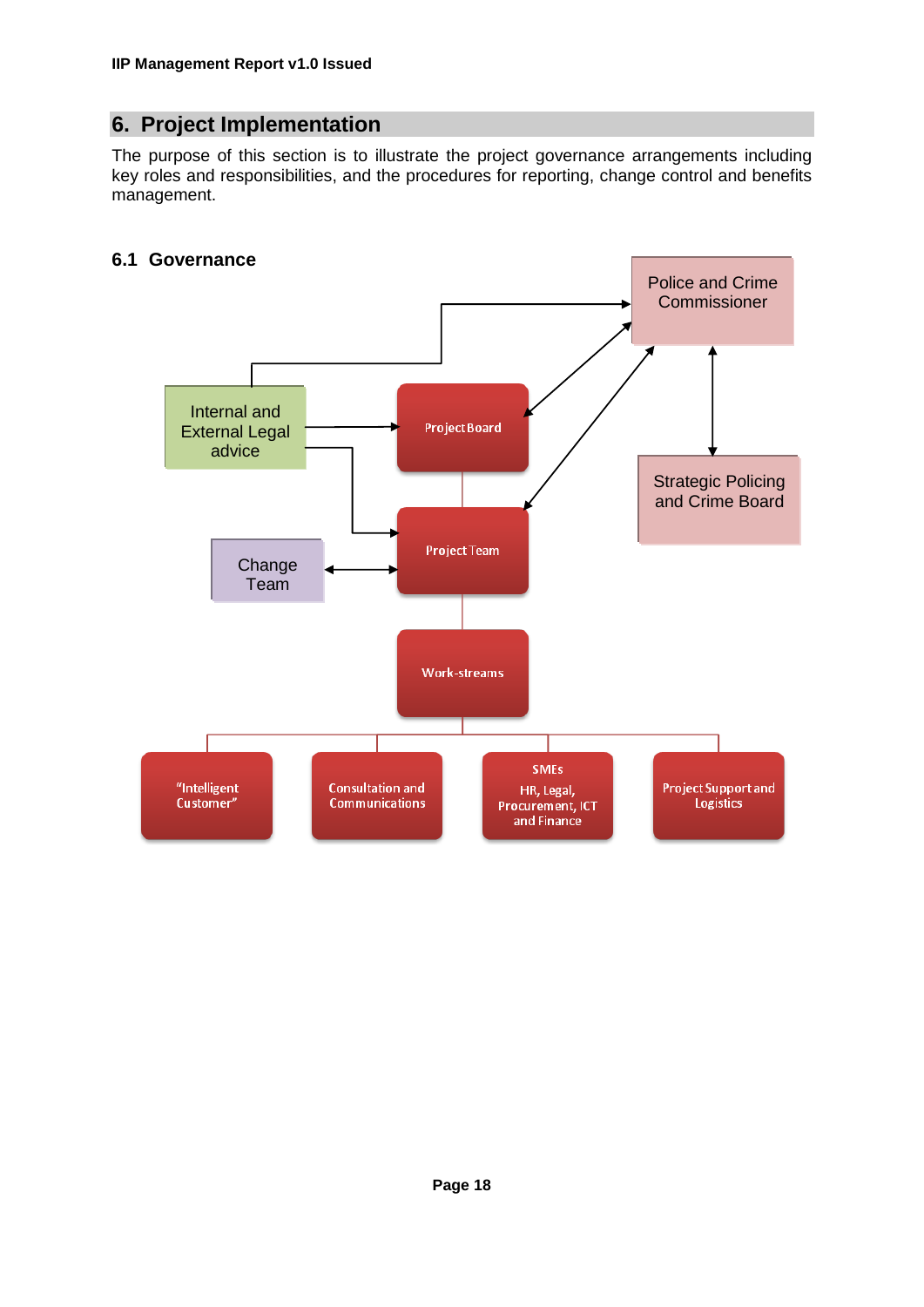## 6. Project Implementation

The purpose of this section is to illustrate the project governance arrangements including key roles and responsibilities, and the procedures for reporting, change control and benefits management.

### 6.1 Governance

Police and Crime Commissioner

Internal and External Legal advice

Project Board

Strategic Policing and Crime Board

Change Team

Project Team

Work-streams

"Intelligent Customer"

Consultation and Communications

SMEs
HR, Legal, Procurement, ICT and Finance

Project Support and Logistics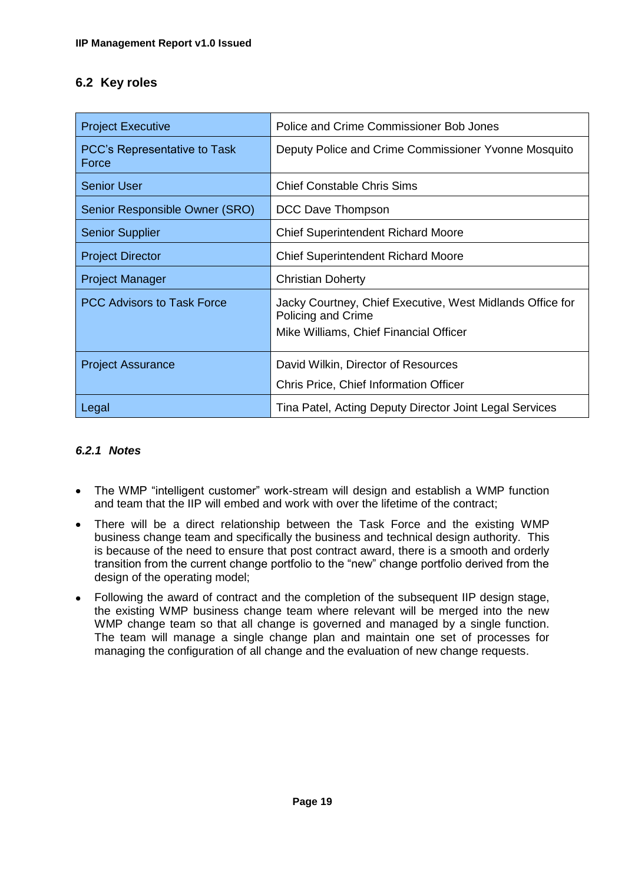## 6.2 Key roles

| Role | Name |
|---|---|
| Project Executive | Police and Crime Commissioner Bob Jones |
| PCC's Representative to Task Force | Deputy Police and Crime Commissioner Yvonne Mosquito |
| Senior User | Chief Constable Chris Sims |
| Senior Responsible Owner (SRO) | DCC Dave Thompson |
| Senior Supplier | Chief Superintendent Richard Moore |
| Project Director | Chief Superintendent Richard Moore |
| Project Manager | Christian Doherty |
| PCC Advisors to Task Force | Jacky Courtney, Chief Executive, West Midlands Office for Policing and Crime<br>Mike Williams, Chief Financial Officer |
| Project Assurance | David Wilkin, Director of Resources<br>Chris Price, Chief Information Officer |
| Legal | Tina Patel, Acting Deputy Director Joint Legal Services |

### *6.2.1 Notes*

- The WMP "intelligent customer" work-stream will design and establish a WMP function and team that the IIP will embed and work with over the lifetime of the contract;
- There will be a direct relationship between the Task Force and the existing WMP business change team and specifically the business and technical design authority. This is because of the need to ensure that post contract award, there is a smooth and orderly transition from the current change portfolio to the "new" change portfolio derived from the design of the operating model;
- Following the award of contract and the completion of the subsequent IIP design stage, the existing WMP business change team where relevant will be merged into the new WMP change team so that all change is governed and managed by a single function. The team will manage a single change plan and maintain one set of processes for managing the configuration of all change and the evaluation of new change requests.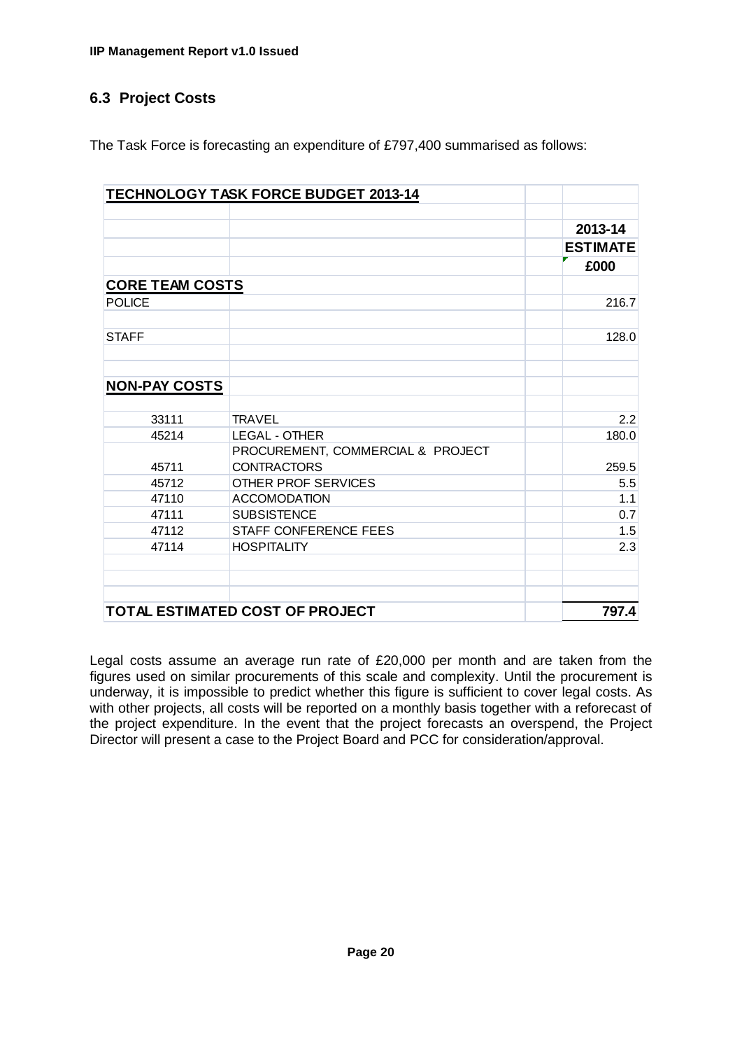## 6.3 Project Costs

The Task Force is forecasting an expenditure of £797,400 summarised as follows:

| TECHNOLOGY TASK FORCE BUDGET 2013-14 | | |
|---|---|---|
| | | **2013-14 ESTIMATE £000** |
| **CORE TEAM COSTS** | | |
| POLICE | | 216.7 |
| STAFF | | 128.0 |
| **NON-PAY COSTS** | | |
| 33111 | TRAVEL | 2.2 |
| 45214 | LEGAL - OTHER | 180.0 |
| 45711 | PROCUREMENT, COMMERCIAL & PROJECT CONTRACTORS | 259.5 |
| 45712 | OTHER PROF SERVICES | 5.5 |
| 47110 | ACCOMODATION | 1.1 |
| 47111 | SUBSISTENCE | 0.7 |
| 47112 | STAFF CONFERENCE FEES | 1.5 |
| 47114 | HOSPITALITY | 2.3 |
| **TOTAL ESTIMATED COST OF PROJECT** | | **797.4** |

Legal costs assume an average run rate of £20,000 per month and are taken from the figures used on similar procurements of this scale and complexity. Until the procurement is underway, it is impossible to predict whether this figure is sufficient to cover legal costs. As with other projects, all costs will be reported on a monthly basis together with a reforecast of the project expenditure. In the event that the project forecasts an overspend, the Project Director will present a case to the Project Board and PCC for consideration/approval.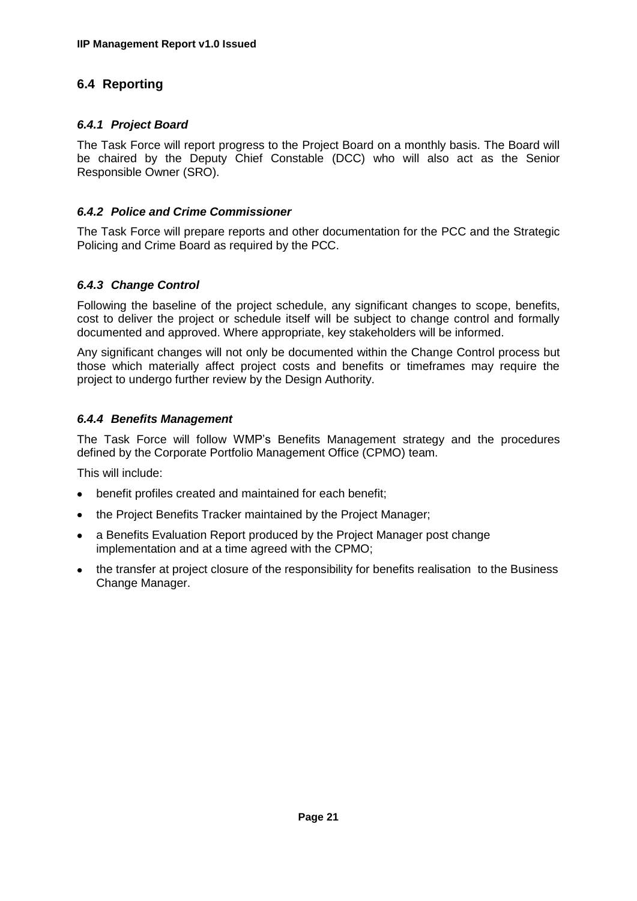## 6.4 Reporting

### *6.4.1 Project Board*

The Task Force will report progress to the Project Board on a monthly basis. The Board will be chaired by the Deputy Chief Constable (DCC) who will also act as the Senior Responsible Owner (SRO).

### *6.4.2 Police and Crime Commissioner*

The Task Force will prepare reports and other documentation for the PCC and the Strategic Policing and Crime Board as required by the PCC.

### *6.4.3 Change Control*

Following the baseline of the project schedule, any significant changes to scope, benefits, cost to deliver the project or schedule itself will be subject to change control and formally documented and approved. Where appropriate, key stakeholders will be informed.

Any significant changes will not only be documented within the Change Control process but those which materially affect project costs and benefits or timeframes may require the project to undergo further review by the Design Authority.

### *6.4.4 Benefits Management*

The Task Force will follow WMP's Benefits Management strategy and the procedures defined by the Corporate Portfolio Management Office (CPMO) team.

This will include:

- benefit profiles created and maintained for each benefit;
- the Project Benefits Tracker maintained by the Project Manager;
- a Benefits Evaluation Report produced by the Project Manager post change implementation and at a time agreed with the CPMO;
- the transfer at project closure of the responsibility for benefits realisation to the Business Change Manager.